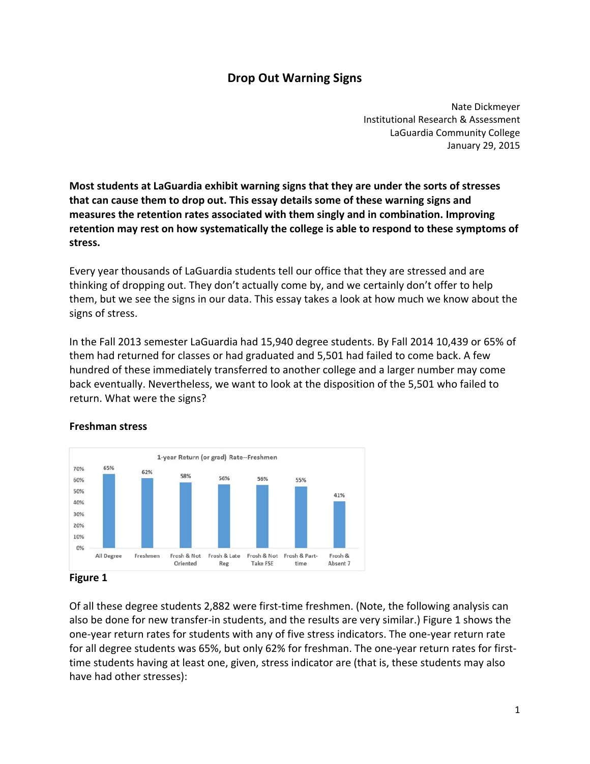# Drop Out Warning Signs

Nate Dickmeyer
Institutional Research & Assessment
LaGuardia Community College
January 29, 2015

**Most students at LaGuardia exhibit warning signs that they are under the sorts of stresses that can cause them to drop out. This essay details some of these warning signs and measures the retention rates associated with them singly and in combination. Improving retention may rest on how systematically the college is able to respond to these symptoms of stress.**

Every year thousands of LaGuardia students tell our office that they are stressed and are thinking of dropping out. They don't actually come by, and we certainly don't offer to help them, but we see the signs in our data. This essay takes a look at how much we know about the signs of stress.

In the Fall 2013 semester LaGuardia had 15,940 degree students. By Fall 2014 10,439 or 65% of them had returned for classes or had graduated and 5,501 had failed to come back. A few hundred of these immediately transferred to another college and a larger number may come back eventually. Nevertheless, we want to look at the disposition of the 5,501 who failed to return. What were the signs?

## Freshman stress

1-year Return (or grad) Rate--Freshmen

| All Degree | Freshmen | Frosh & Not Oriented | Frosh & Late Reg | Frosh & Not Take FSE | Frosh & Part-time | Frosh & Absent 7 |
|---|---|---|---|---|---|---|
| 65% | 62% | 58% | 56% | 56% | 55% | 41% |

**Figure 1**

Of all these degree students 2,882 were first-time freshmen. (Note, the following analysis can also be done for new transfer-in students, and the results are very similar.) Figure 1 shows the one-year return rates for students with any of five stress indicators. The one-year return rate for all degree students was 65%, but only 62% for freshman. The one-year return rates for first-time students having at least one, given, stress indicator are (that is, these students may also have had other stresses):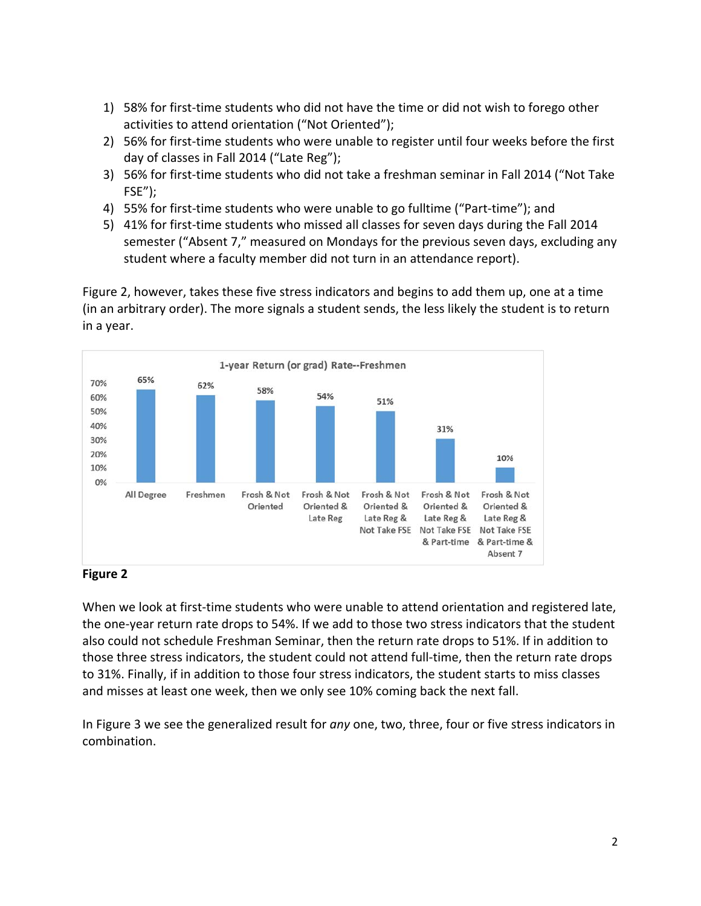1) 58% for first-time students who did not have the time or did not wish to forego other activities to attend orientation ("Not Oriented");
2) 56% for first-time students who were unable to register until four weeks before the first day of classes in Fall 2014 ("Late Reg");
3) 56% for first-time students who did not take a freshman seminar in Fall 2014 ("Not Take FSE");
4) 55% for first-time students who were unable to go fulltime ("Part-time"); and
5) 41% for first-time students who missed all classes for seven days during the Fall 2014 semester ("Absent 7," measured on Mondays for the previous seven days, excluding any student where a faculty member did not turn in an attendance report).

Figure 2, however, takes these five stress indicators and begins to add them up, one at a time (in an arbitrary order). The more signals a student sends, the less likely the student is to return in a year.

**1-year Return (or grad) Rate--Freshmen**

| Group | Rate |
|---|---|
| All Degree | 65% |
| Freshmen | 62% |
| Frosh & Not Oriented | 58% |
| Frosh & Not Oriented & Late Reg | 54% |
| Frosh & Not Oriented & Late Reg & Not Take FSE | 51% |
| Frosh & Not Oriented & Late Reg & Not Take FSE & Part-time | 31% |
| Frosh & Not Oriented & Late Reg & Not Take FSE & Part-time & Absent 7 | 10% |

**Figure 2**

When we look at first-time students who were unable to attend orientation and registered late, the one-year return rate drops to 54%. If we add to those two stress indicators that the student also could not schedule Freshman Seminar, then the return rate drops to 51%. If in addition to those three stress indicators, the student could not attend full-time, then the return rate drops to 31%. Finally, if in addition to those four stress indicators, the student starts to miss classes and misses at least one week, then we only see 10% coming back the next fall.

In Figure 3 we see the generalized result for *any* one, two, three, four or five stress indicators in combination.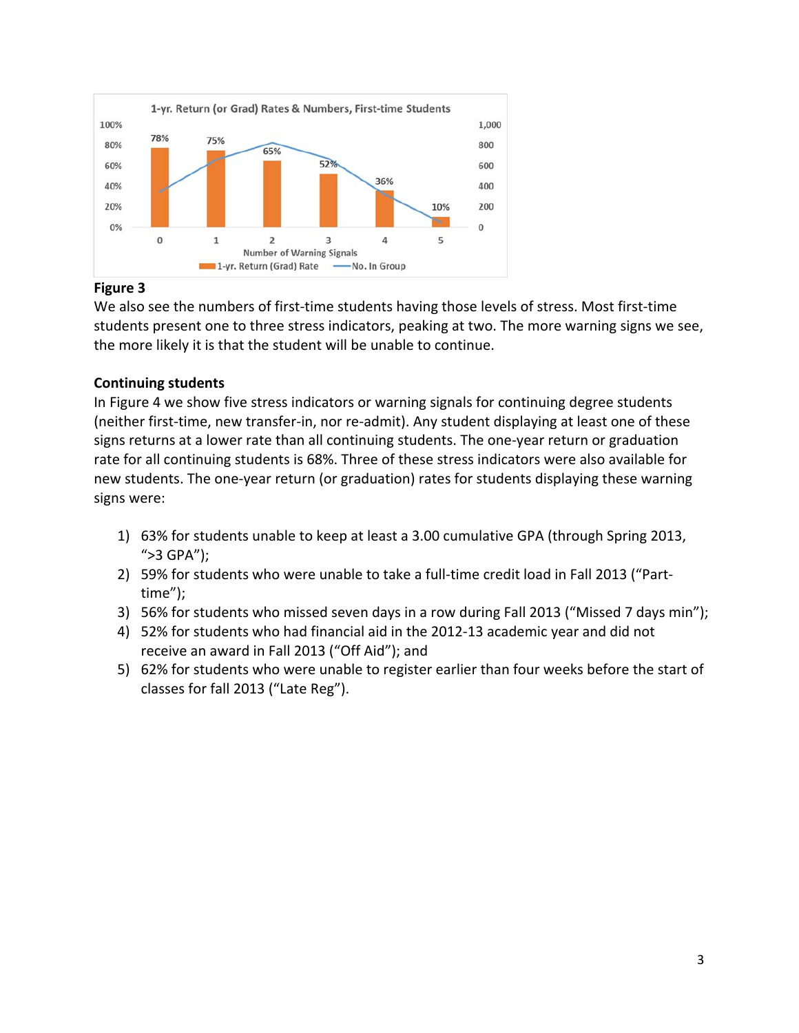**Figure 3**

We also see the numbers of first-time students having those levels of stress. Most first-time students present one to three stress indicators, peaking at two. The more warning signs we see, the more likely it is that the student will be unable to continue.

**Continuing students**

In Figure 4 we show five stress indicators or warning signals for continuing degree students (neither first-time, new transfer-in, nor re-admit). Any student displaying at least one of these signs returns at a lower rate than all continuing students. The one-year return or graduation rate for all continuing students is 68%. Three of these stress indicators were also available for new students. The one-year return (or graduation) rates for students displaying these warning signs were:

1) 63% for students unable to keep at least a 3.00 cumulative GPA (through Spring 2013, ">3 GPA");
2) 59% for students who were unable to take a full-time credit load in Fall 2013 ("Part-time");
3) 56% for students who missed seven days in a row during Fall 2013 ("Missed 7 days min");
4) 52% for students who had financial aid in the 2012-13 academic year and did not receive an award in Fall 2013 ("Off Aid"); and
5) 62% for students who were unable to register earlier than four weeks before the start of classes for fall 2013 ("Late Reg").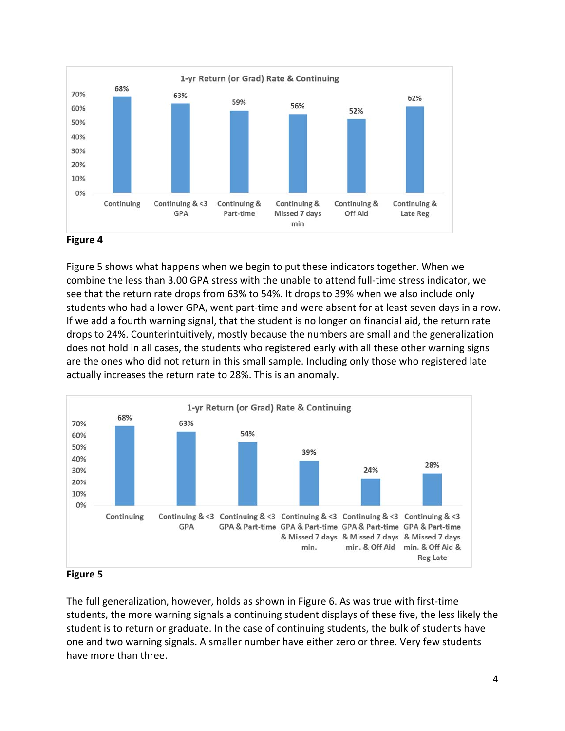**Figure 4**

Figure 5 shows what happens when we begin to put these indicators together. When we combine the less than 3.00 GPA stress with the unable to attend full-time stress indicator, we see that the return rate drops from 63% to 54%. It drops to 39% when we also include only students who had a lower GPA, went part-time and were absent for at least seven days in a row. If we add a fourth warning signal, that the student is no longer on financial aid, the return rate drops to 24%. Counterintuitively, mostly because the numbers are small and the generalization does not hold in all cases, the students who registered early with all these other warning signs are the ones who did not return in this small sample. Including only those who registered late actually increases the return rate to 28%. This is an anomaly.

**Figure 5**

The full generalization, however, holds as shown in Figure 6. As was true with first-time students, the more warning signals a continuing student displays of these five, the less likely the student is to return or graduate. In the case of continuing students, the bulk of students have one and two warning signals. A smaller number have either zero or three. Very few students have more than three.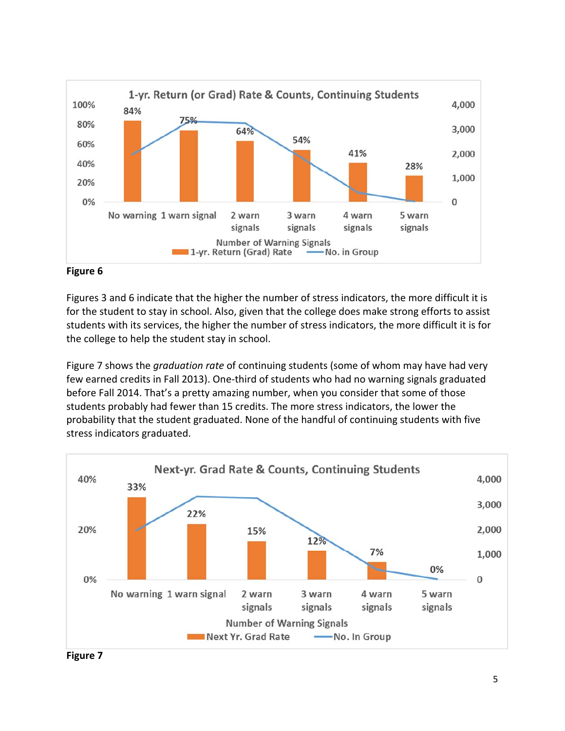**Figure 6**

Figures 3 and 6 indicate that the higher the number of stress indicators, the more difficult it is for the student to stay in school. Also, given that the college does make strong efforts to assist students with its services, the higher the number of stress indicators, the more difficult it is for the college to help the student stay in school.

Figure 7 shows the *graduation rate* of continuing students (some of whom may have had very few earned credits in Fall 2013). One-third of students who had no warning signals graduated before Fall 2014. That's a pretty amazing number, when you consider that some of those students probably had fewer than 15 credits. The more stress indicators, the lower the probability that the student graduated. None of the handful of continuing students with five stress indicators graduated.

**Figure 7**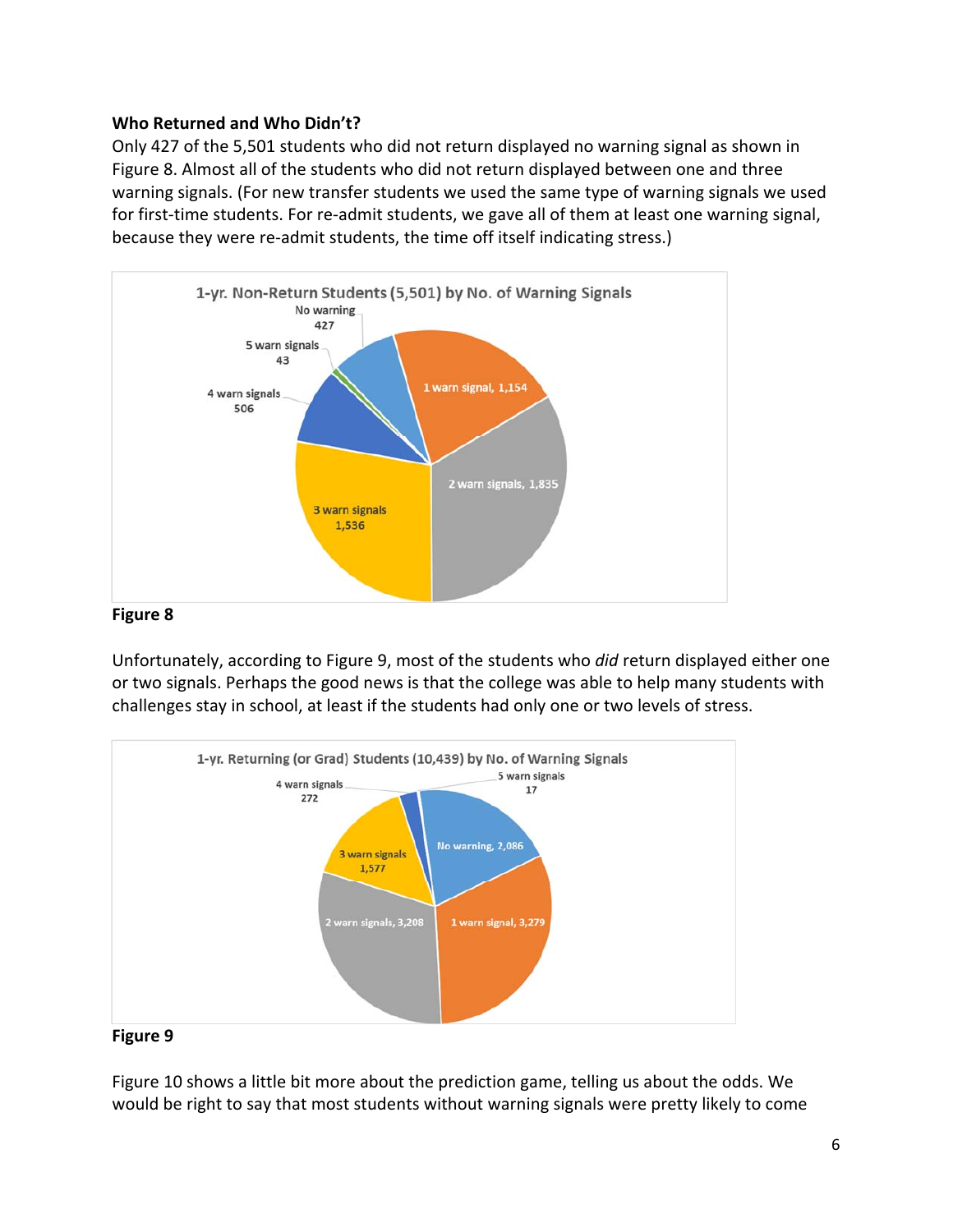### Who Returned and Who Didn't?

Only 427 of the 5,501 students who did not return displayed no warning signal as shown in Figure 8. Almost all of the students who did not return displayed between one and three warning signals. (For new transfer students we used the same type of warning signals we used for first-time students. For re-admit students, we gave all of them at least one warning signal, because they were re-admit students, the time off itself indicating stress.)

1-yr. Non-Return Students (5,501) by No. of Warning Signals

| Category | Count |
|---|---|
| No warning | 427 |
| 1 warn signal | 1,154 |
| 2 warn signals | 1,835 |
| 3 warn signals | 1,536 |
| 4 warn signals | 506 |
| 5 warn signals | 43 |

**Figure 8**

Unfortunately, according to Figure 9, most of the students who *did* return displayed either one or two signals. Perhaps the good news is that the college was able to help many students with challenges stay in school, at least if the students had only one or two levels of stress.

1-yr. Returning (or Grad) Students (10,439) by No. of Warning Signals

| Category | Count |
|---|---|
| No warning | 2,086 |
| 1 warn signal | 3,279 |
| 2 warn signals | 3,208 |
| 3 warn signals | 1,577 |
| 4 warn signals | 272 |
| 5 warn signals | 17 |

**Figure 9**

Figure 10 shows a little bit more about the prediction game, telling us about the odds. We would be right to say that most students without warning signals were pretty likely to come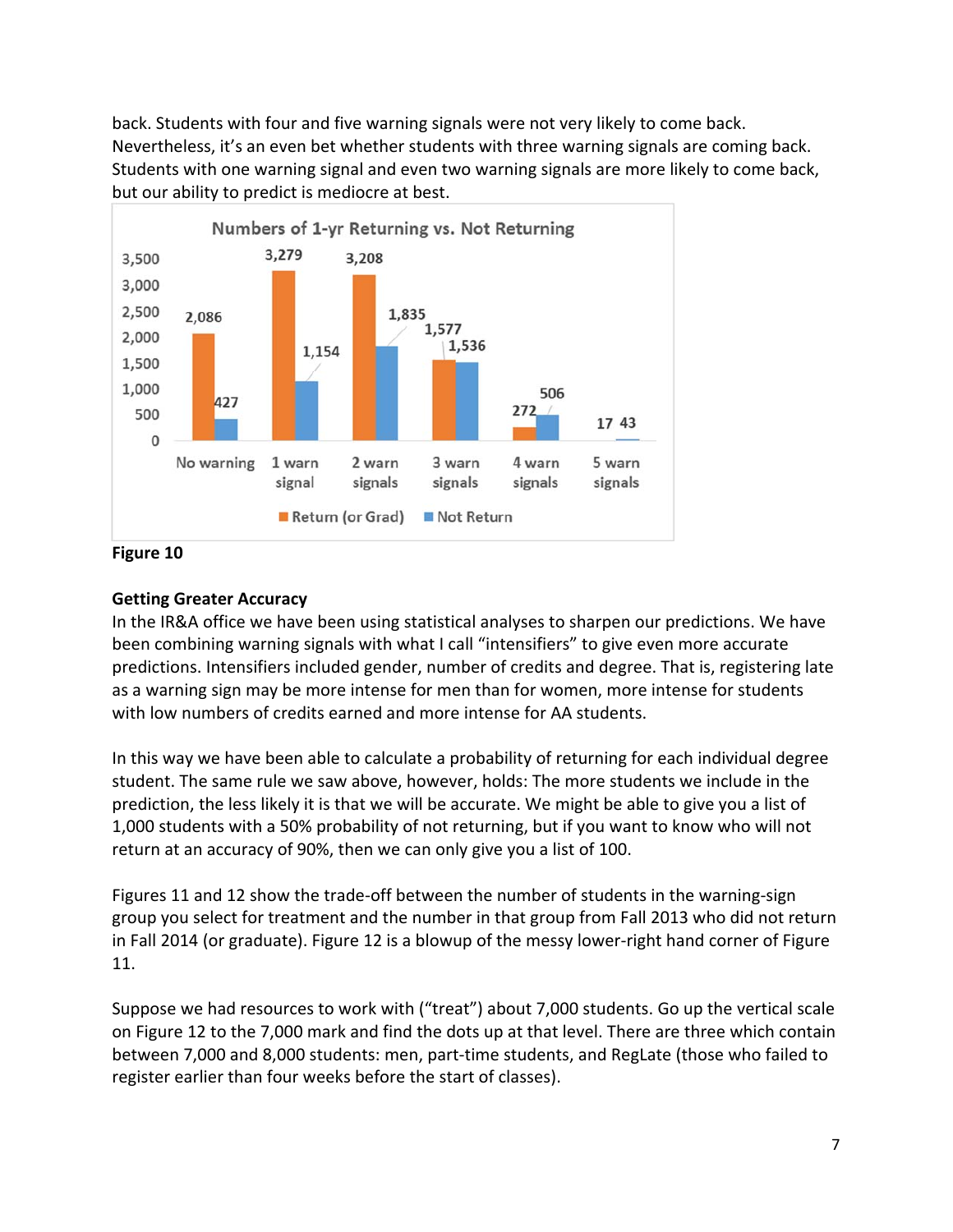back. Students with four and five warning signals were not very likely to come back. Nevertheless, it's an even bet whether students with three warning signals are coming back. Students with one warning signal and even two warning signals are more likely to come back, but our ability to predict is mediocre at best.

Numbers of 1-yr Returning vs. Not Returning

| | No warning | 1 warn signal | 2 warn signals | 3 warn signals | 4 warn signals | 5 warn signals |
|---|---|---|---|---|---|---|
| Return (or Grad) | 2,086 | 3,279 | 3,208 | 1,577 | 272 | 17 |
| Not Return | 427 | 1,154 | 1,835 | 1,536 | 506 | 43 |

**Figure 10**

**Getting Greater Accuracy**

In the IR&A office we have been using statistical analyses to sharpen our predictions. We have been combining warning signals with what I call "intensifiers" to give even more accurate predictions. Intensifiers included gender, number of credits and degree. That is, registering late as a warning sign may be more intense for men than for women, more intense for students with low numbers of credits earned and more intense for AA students.

In this way we have been able to calculate a probability of returning for each individual degree student. The same rule we saw above, however, holds: The more students we include in the prediction, the less likely it is that we will be accurate. We might be able to give you a list of 1,000 students with a 50% probability of not returning, but if you want to know who will not return at an accuracy of 90%, then we can only give you a list of 100.

Figures 11 and 12 show the trade-off between the number of students in the warning-sign group you select for treatment and the number in that group from Fall 2013 who did not return in Fall 2014 (or graduate). Figure 12 is a blowup of the messy lower-right hand corner of Figure 11.

Suppose we had resources to work with ("treat") about 7,000 students. Go up the vertical scale on Figure 12 to the 7,000 mark and find the dots up at that level. There are three which contain between 7,000 and 8,000 students: men, part-time students, and RegLate (those who failed to register earlier than four weeks before the start of classes).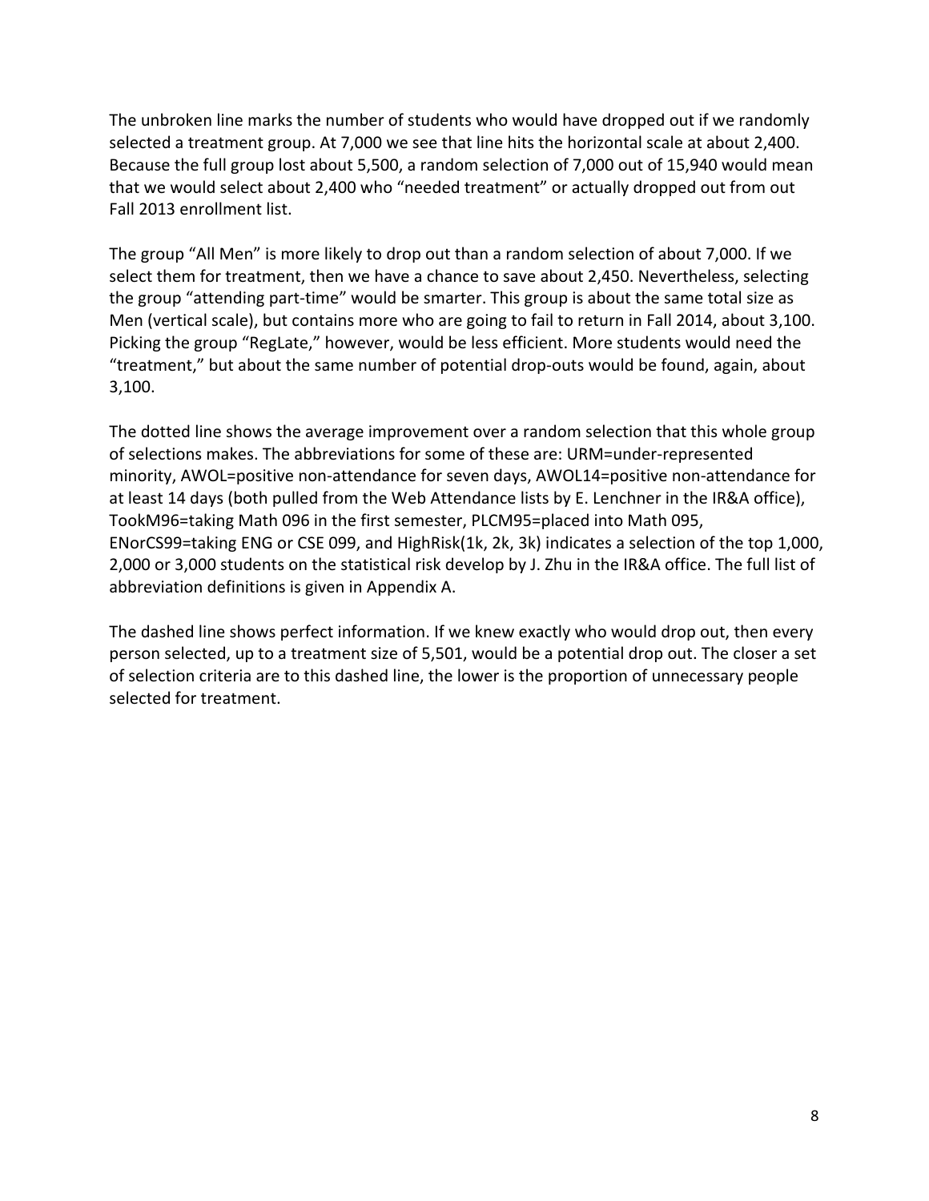The unbroken line marks the number of students who would have dropped out if we randomly selected a treatment group. At 7,000 we see that line hits the horizontal scale at about 2,400. Because the full group lost about 5,500, a random selection of 7,000 out of 15,940 would mean that we would select about 2,400 who "needed treatment" or actually dropped out from out Fall 2013 enrollment list.

The group "All Men" is more likely to drop out than a random selection of about 7,000. If we select them for treatment, then we have a chance to save about 2,450. Nevertheless, selecting the group "attending part-time" would be smarter. This group is about the same total size as Men (vertical scale), but contains more who are going to fail to return in Fall 2014, about 3,100. Picking the group "RegLate," however, would be less efficient. More students would need the "treatment," but about the same number of potential drop-outs would be found, again, about 3,100.

The dotted line shows the average improvement over a random selection that this whole group of selections makes. The abbreviations for some of these are: URM=under-represented minority, AWOL=positive non-attendance for seven days, AWOL14=positive non-attendance for at least 14 days (both pulled from the Web Attendance lists by E. Lenchner in the IR&A office), TookM96=taking Math 096 in the first semester, PLCM95=placed into Math 095, ENorCS99=taking ENG or CSE 099, and HighRisk(1k, 2k, 3k) indicates a selection of the top 1,000, 2,000 or 3,000 students on the statistical risk develop by J. Zhu in the IR&A office. The full list of abbreviation definitions is given in Appendix A.

The dashed line shows perfect information. If we knew exactly who would drop out, then every person selected, up to a treatment size of 5,501, would be a potential drop out. The closer a set of selection criteria are to this dashed line, the lower is the proportion of unnecessary people selected for treatment.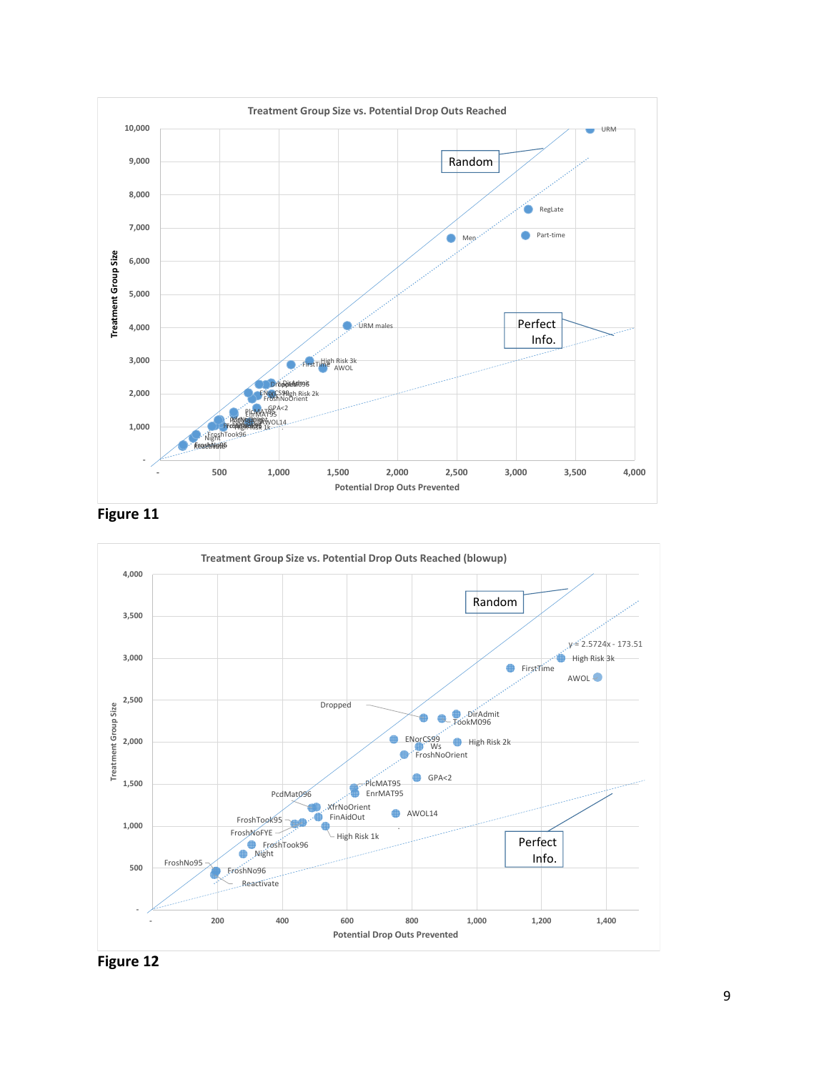**Figure 11**

**Figure 12**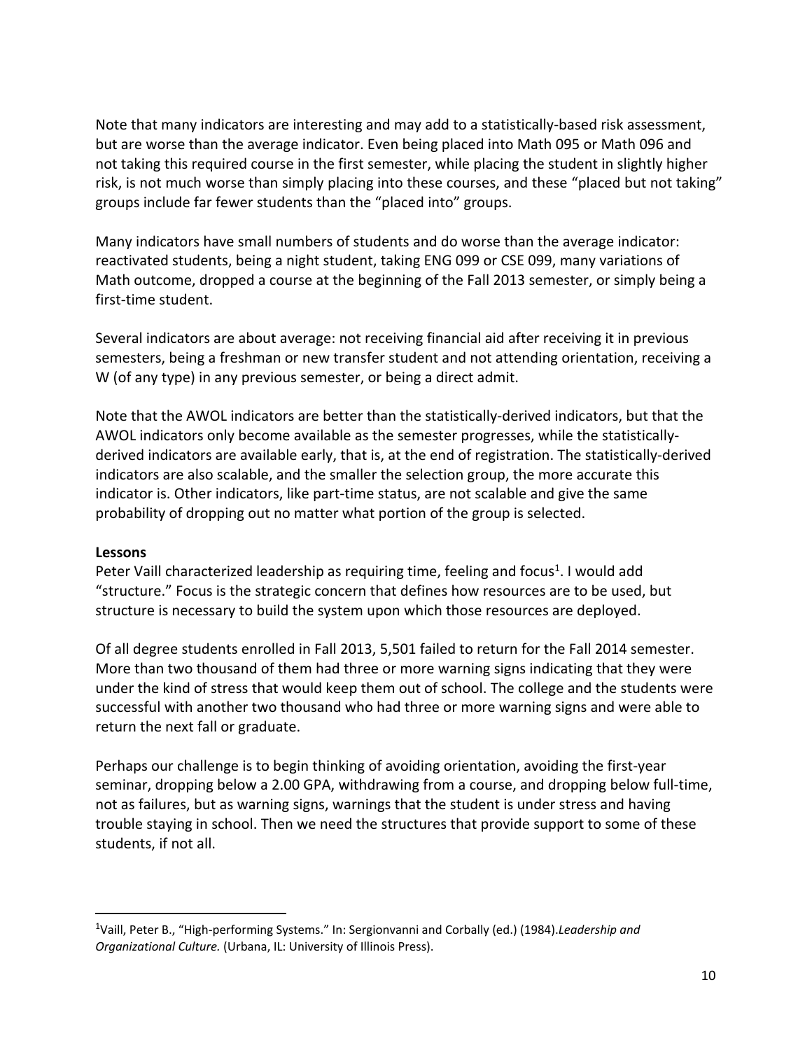Note that many indicators are interesting and may add to a statistically-based risk assessment, but are worse than the average indicator. Even being placed into Math 095 or Math 096 and not taking this required course in the first semester, while placing the student in slightly higher risk, is not much worse than simply placing into these courses, and these "placed but not taking" groups include far fewer students than the "placed into" groups.

Many indicators have small numbers of students and do worse than the average indicator: reactivated students, being a night student, taking ENG 099 or CSE 099, many variations of Math outcome, dropped a course at the beginning of the Fall 2013 semester, or simply being a first-time student.

Several indicators are about average: not receiving financial aid after receiving it in previous semesters, being a freshman or new transfer student and not attending orientation, receiving a W (of any type) in any previous semester, or being a direct admit.

Note that the AWOL indicators are better than the statistically-derived indicators, but that the AWOL indicators only become available as the semester progresses, while the statistically-derived indicators are available early, that is, at the end of registration. The statistically-derived indicators are also scalable, and the smaller the selection group, the more accurate this indicator is. Other indicators, like part-time status, are not scalable and give the same probability of dropping out no matter what portion of the group is selected.

**Lessons**

Peter Vaill characterized leadership as requiring time, feeling and focus[1]. I would add "structure." Focus is the strategic concern that defines how resources are to be used, but structure is necessary to build the system upon which those resources are deployed.

Of all degree students enrolled in Fall 2013, 5,501 failed to return for the Fall 2014 semester. More than two thousand of them had three or more warning signs indicating that they were under the kind of stress that would keep them out of school. The college and the students were successful with another two thousand who had three or more warning signs and were able to return the next fall or graduate.

Perhaps our challenge is to begin thinking of avoiding orientation, avoiding the first-year seminar, dropping below a 2.00 GPA, withdrawing from a course, and dropping below full-time, not as failures, but as warning signs, warnings that the student is under stress and having trouble staying in school. Then we need the structures that provide support to some of these students, if not all.

---

[1]Vaill, Peter B., "High-performing Systems." In: Sergionvanni and Corbally (ed.) (1984).*Leadership and Organizational Culture.* (Urbana, IL: University of Illinois Press).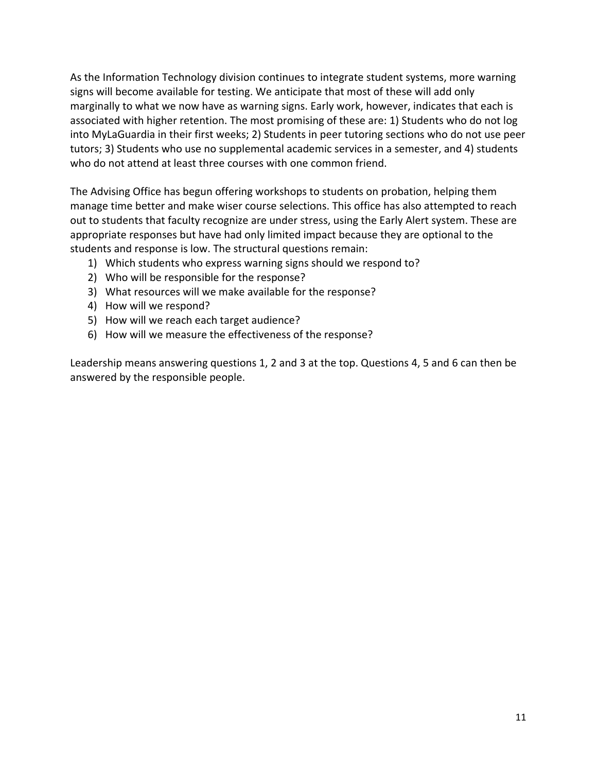As the Information Technology division continues to integrate student systems, more warning signs will become available for testing. We anticipate that most of these will add only marginally to what we now have as warning signs. Early work, however, indicates that each is associated with higher retention. The most promising of these are: 1) Students who do not log into MyLaGuardia in their first weeks; 2) Students in peer tutoring sections who do not use peer tutors; 3) Students who use no supplemental academic services in a semester, and 4) students who do not attend at least three courses with one common friend.

The Advising Office has begun offering workshops to students on probation, helping them manage time better and make wiser course selections. This office has also attempted to reach out to students that faculty recognize are under stress, using the Early Alert system. These are appropriate responses but have had only limited impact because they are optional to the students and response is low. The structural questions remain:

1) Which students who express warning signs should we respond to?
2) Who will be responsible for the response?
3) What resources will we make available for the response?
4) How will we respond?
5) How will we reach each target audience?
6) How will we measure the effectiveness of the response?

Leadership means answering questions 1, 2 and 3 at the top. Questions 4, 5 and 6 can then be answered by the responsible people.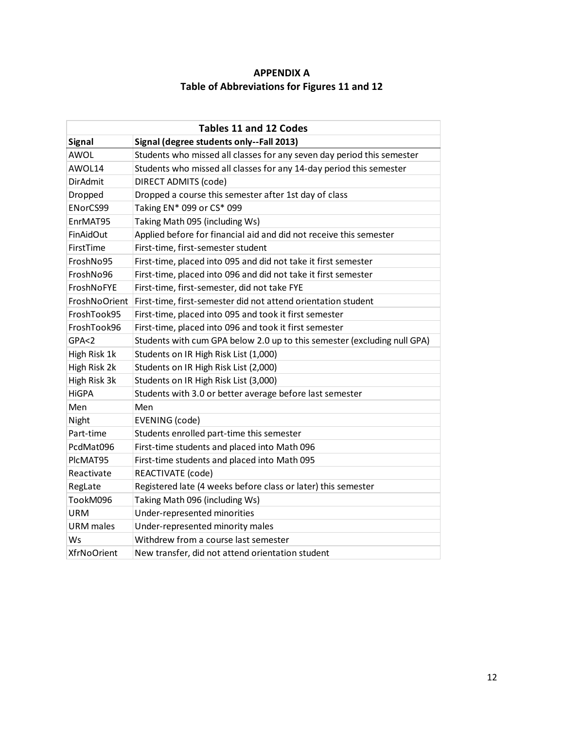**APPENDIX A**
**Table of Abbreviations for Figures 11 and 12**

| Tables 11 and 12 Codes | |
|---|---|
| **Signal** | **Signal (degree students only--Fall 2013)** |
| AWOL | Students who missed all classes for any seven day period this semester |
| AWOL14 | Students who missed all classes for any 14-day period this semester |
| DirAdmit | DIRECT ADMITS (code) |
| Dropped | Dropped a course this semester after 1st day of class |
| ENorCS99 | Taking EN* 099 or CS* 099 |
| EnrMAT95 | Taking Math 095 (including Ws) |
| FinAidOut | Applied before for financial aid and did not receive this semester |
| FirstTime | First-time, first-semester student |
| FroshNo95 | First-time, placed into 095 and did not take it first semester |
| FroshNo96 | First-time, placed into 096 and did not take it first semester |
| FroshNoFYE | First-time, first-semester, did not take FYE |
| FroshNoOrient | First-time, first-semester did not attend orientation student |
| FroshTook95 | First-time, placed into 095 and took it first semester |
| FroshTook96 | First-time, placed into 096 and took it first semester |
| GPA<2 | Students with cum GPA below 2.0 up to this semester (excluding null GPA) |
| High Risk 1k | Students on IR High Risk List (1,000) |
| High Risk 2k | Students on IR High Risk List (2,000) |
| High Risk 3k | Students on IR High Risk List (3,000) |
| HiGPA | Students with 3.0 or better average before last semester |
| Men | Men |
| Night | EVENING (code) |
| Part-time | Students enrolled part-time this semester |
| PcdMat096 | First-time students and placed into Math 096 |
| PlcMAT95 | First-time students and placed into Math 095 |
| Reactivate | REACTIVATE (code) |
| RegLate | Registered late (4 weeks before class or later) this semester |
| TookM096 | Taking Math 096 (including Ws) |
| URM | Under-represented minorities |
| URM males | Under-represented minority males |
| Ws | Withdrew from a course last semester |
| XfrNoOrient | New transfer, did not attend orientation student |